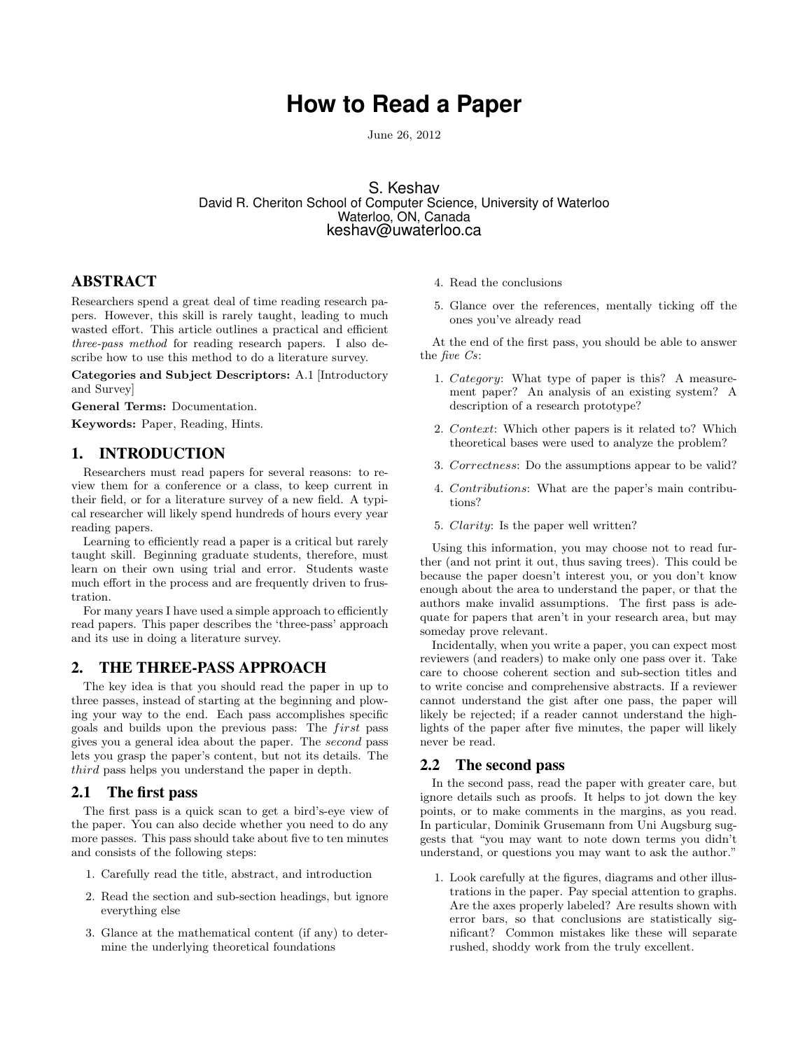# How to Read a Paper

June 26, 2012

S. Keshav
David R. Cheriton School of Computer Science, University of Waterloo
Waterloo, ON, Canada
keshav@uwaterloo.ca

## ABSTRACT

Researchers spend a great deal of time reading research papers. However, this skill is rarely taught, leading to much wasted effort. This article outlines a practical and efficient *three-pass method* for reading research papers. I also describe how to use this method to do a literature survey.

**Categories and Subject Descriptors:** A.1 [Introductory and Survey]

**General Terms:** Documentation.

**Keywords:** Paper, Reading, Hints.

## 1. INTRODUCTION

Researchers must read papers for several reasons: to review them for a conference or a class, to keep current in their field, or for a literature survey of a new field. A typical researcher will likely spend hundreds of hours every year reading papers.

Learning to efficiently read a paper is a critical but rarely taught skill. Beginning graduate students, therefore, must learn on their own using trial and error. Students waste much effort in the process and are frequently driven to frustration.

For many years I have used a simple approach to efficiently read papers. This paper describes the 'three-pass' approach and its use in doing a literature survey.

## 2. THE THREE-PASS APPROACH

The key idea is that you should read the paper in up to three passes, instead of starting at the beginning and plowing your way to the end. Each pass accomplishes specific goals and builds upon the previous pass: The *first* pass gives you a general idea about the paper. The *second* pass lets you grasp the paper's content, but not its details. The *third* pass helps you understand the paper in depth.

### 2.1 The first pass

The first pass is a quick scan to get a bird's-eye view of the paper. You can also decide whether you need to do any more passes. This pass should take about five to ten minutes and consists of the following steps:

1. Carefully read the title, abstract, and introduction
2. Read the section and sub-section headings, but ignore everything else
3. Glance at the mathematical content (if any) to determine the underlying theoretical foundations
4. Read the conclusions
5. Glance over the references, mentally ticking off the ones you've already read

At the end of the first pass, you should be able to answer the *five Cs*:

1. *Category*: What type of paper is this? A measurement paper? An analysis of an existing system? A description of a research prototype?
2. *Context*: Which other papers is it related to? Which theoretical bases were used to analyze the problem?
3. *Correctness*: Do the assumptions appear to be valid?
4. *Contributions*: What are the paper's main contributions?
5. *Clarity*: Is the paper well written?

Using this information, you may choose not to read further (and not print it out, thus saving trees). This could be because the paper doesn't interest you, or you don't know enough about the area to understand the paper, or that the authors make invalid assumptions. The first pass is adequate for papers that aren't in your research area, but may someday prove relevant.

Incidentally, when you write a paper, you can expect most reviewers (and readers) to make only one pass over it. Take care to choose coherent section and sub-section titles and to write concise and comprehensive abstracts. If a reviewer cannot understand the gist after one pass, the paper will likely be rejected; if a reader cannot understand the highlights of the paper after five minutes, the paper will likely never be read.

### 2.2 The second pass

In the second pass, read the paper with greater care, but ignore details such as proofs. It helps to jot down the key points, or to make comments in the margins, as you read. In particular, Dominik Grusemann from Uni Augsburg suggests that "you may want to note down terms you didn't understand, or questions you may want to ask the author."

1. Look carefully at the figures, diagrams and other illustrations in the paper. Pay special attention to graphs. Are the axes properly labeled? Are results shown with error bars, so that conclusions are statistically significant? Common mistakes like these will separate rushed, shoddy work from the truly excellent.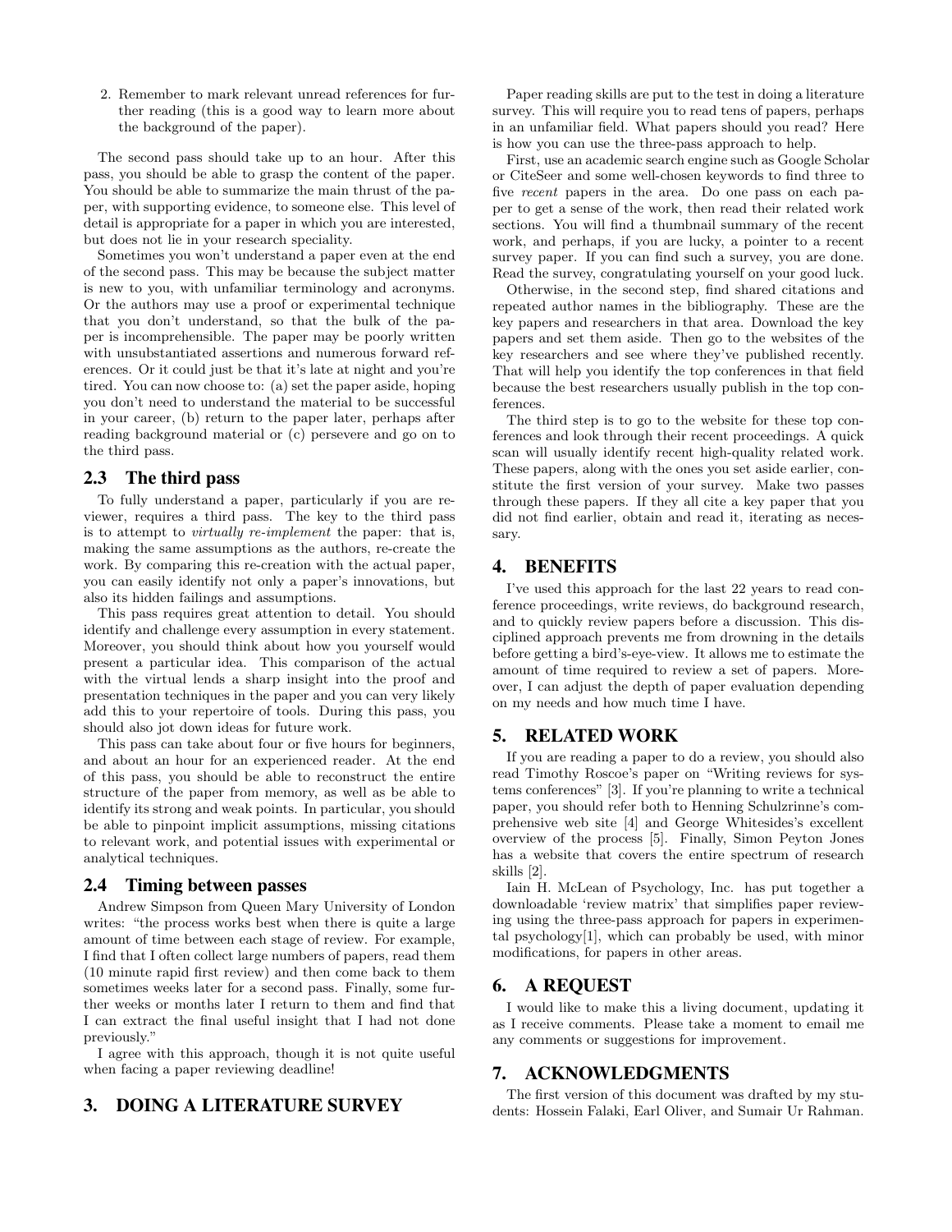2. Remember to mark relevant unread references for further reading (this is a good way to learn more about the background of the paper).

The second pass should take up to an hour. After this pass, you should be able to grasp the content of the paper. You should be able to summarize the main thrust of the paper, with supporting evidence, to someone else. This level of detail is appropriate for a paper in which you are interested, but does not lie in your research speciality.

Sometimes you won't understand a paper even at the end of the second pass. This may be because the subject matter is new to you, with unfamiliar terminology and acronyms. Or the authors may use a proof or experimental technique that you don't understand, so that the bulk of the paper is incomprehensible. The paper may be poorly written with unsubstantiated assertions and numerous forward references. Or it could just be that it's late at night and you're tired. You can now choose to: (a) set the paper aside, hoping you don't need to understand the material to be successful in your career, (b) return to the paper later, perhaps after reading background material or (c) persevere and go on to the third pass.

## 2.3 The third pass

To fully understand a paper, particularly if you are reviewer, requires a third pass. The key to the third pass is to attempt to *virtually re-implement* the paper: that is, making the same assumptions as the authors, re-create the work. By comparing this re-creation with the actual paper, you can easily identify not only a paper's innovations, but also its hidden failings and assumptions.

This pass requires great attention to detail. You should identify and challenge every assumption in every statement. Moreover, you should think about how you yourself would present a particular idea. This comparison of the actual with the virtual lends a sharp insight into the proof and presentation techniques in the paper and you can very likely add this to your repertoire of tools. During this pass, you should also jot down ideas for future work.

This pass can take about four or five hours for beginners, and about an hour for an experienced reader. At the end of this pass, you should be able to reconstruct the entire structure of the paper from memory, as well as be able to identify its strong and weak points. In particular, you should be able to pinpoint implicit assumptions, missing citations to relevant work, and potential issues with experimental or analytical techniques.

## 2.4 Timing between passes

Andrew Simpson from Queen Mary University of London writes: "the process works best when there is quite a large amount of time between each stage of review. For example, I find that I often collect large numbers of papers, read them (10 minute rapid first review) and then come back to them sometimes weeks later for a second pass. Finally, some further weeks or months later I return to them and find that I can extract the final useful insight that I had not done previously."

I agree with this approach, though it is not quite useful when facing a paper reviewing deadline!

# 3. DOING A LITERATURE SURVEY

Paper reading skills are put to the test in doing a literature survey. This will require you to read tens of papers, perhaps in an unfamiliar field. What papers should you read? Here is how you can use the three-pass approach to help.

First, use an academic search engine such as Google Scholar or CiteSeer and some well-chosen keywords to find three to five *recent* papers in the area. Do one pass on each paper to get a sense of the work, then read their related work sections. You will find a thumbnail summary of the recent work, and perhaps, if you are lucky, a pointer to a recent survey paper. If you can find such a survey, you are done. Read the survey, congratulating yourself on your good luck.

Otherwise, in the second step, find shared citations and repeated author names in the bibliography. These are the key papers and researchers in that area. Download the key papers and set them aside. Then go to the websites of the key researchers and see where they've published recently. That will help you identify the top conferences in that field because the best researchers usually publish in the top conferences.

The third step is to go to the website for these top conferences and look through their recent proceedings. A quick scan will usually identify recent high-quality related work. These papers, along with the ones you set aside earlier, constitute the first version of your survey. Make two passes through these papers. If they all cite a key paper that you did not find earlier, obtain and read it, iterating as necessary.

# 4. BENEFITS

I've used this approach for the last 22 years to read conference proceedings, write reviews, do background research, and to quickly review papers before a discussion. This disciplined approach prevents me from drowning in the details before getting a bird's-eye-view. It allows me to estimate the amount of time required to review a set of papers. Moreover, I can adjust the depth of paper evaluation depending on my needs and how much time I have.

# 5. RELATED WORK

If you are reading a paper to do a review, you should also read Timothy Roscoe's paper on "Writing reviews for systems conferences" [3]. If you're planning to write a technical paper, you should refer both to Henning Schulzrinne's comprehensive web site [4] and George Whitesides's excellent overview of the process [5]. Finally, Simon Peyton Jones has a website that covers the entire spectrum of research skills [2].

Iain H. McLean of Psychology, Inc. has put together a downloadable 'review matrix' that simplifies paper reviewing using the three-pass approach for papers in experimental psychology[1], which can probably be used, with minor modifications, for papers in other areas.

# 6. A REQUEST

I would like to make this a living document, updating it as I receive comments. Please take a moment to email me any comments or suggestions for improvement.

# 7. ACKNOWLEDGMENTS

The first version of this document was drafted by my students: Hossein Falaki, Earl Oliver, and Sumair Ur Rahman.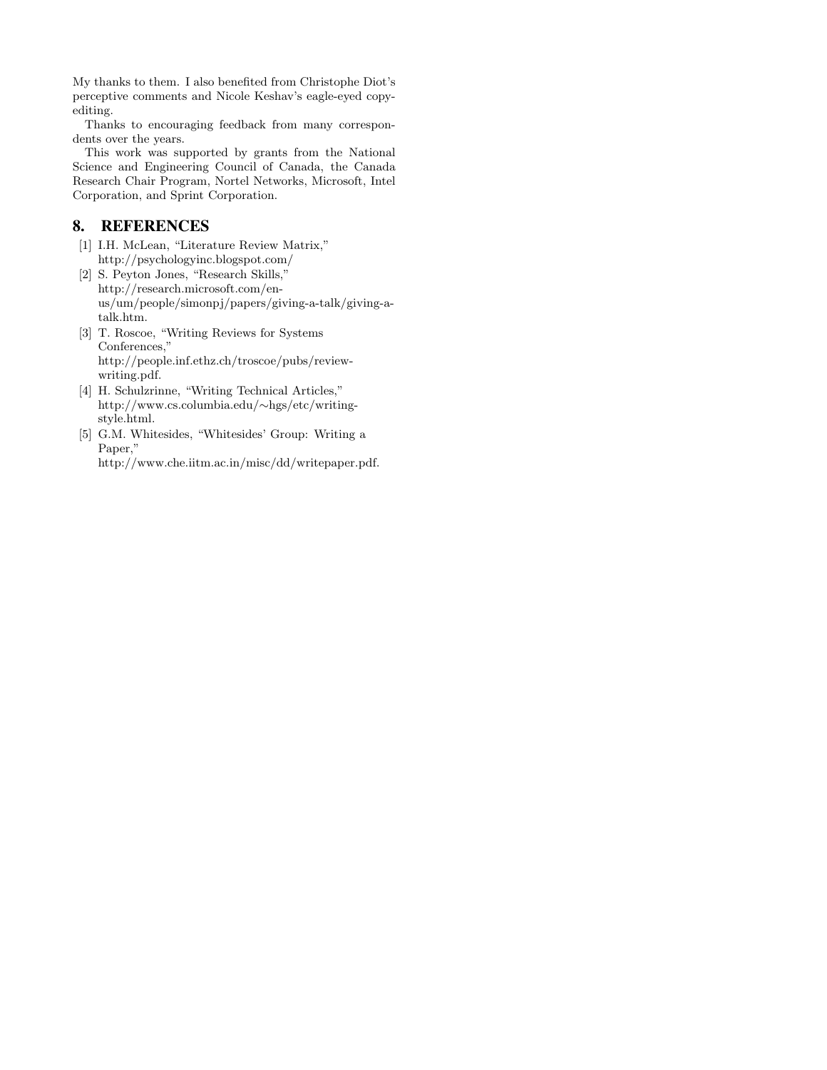My thanks to them. I also benefited from Christophe Diot's perceptive comments and Nicole Keshav's eagle-eyed copy-editing.

Thanks to encouraging feedback from many correspondents over the years.

This work was supported by grants from the National Science and Engineering Council of Canada, the Canada Research Chair Program, Nortel Networks, Microsoft, Intel Corporation, and Sprint Corporation.

## 8. REFERENCES

[1] I.H. McLean, "Literature Review Matrix," http://psychologyinc.blogspot.com/

[2] S. Peyton Jones, "Research Skills," http://research.microsoft.com/en-us/um/people/simonpj/papers/giving-a-talk/giving-a-talk.htm.

[3] T. Roscoe, "Writing Reviews for Systems Conferences," http://people.inf.ethz.ch/troscoe/pubs/review-writing.pdf.

[4] H. Schulzrinne, "Writing Technical Articles," http://www.cs.columbia.edu/~hgs/etc/writing-style.html.

[5] G.M. Whitesides, "Whitesides' Group: Writing a Paper," http://www.che.iitm.ac.in/misc/dd/writepaper.pdf.